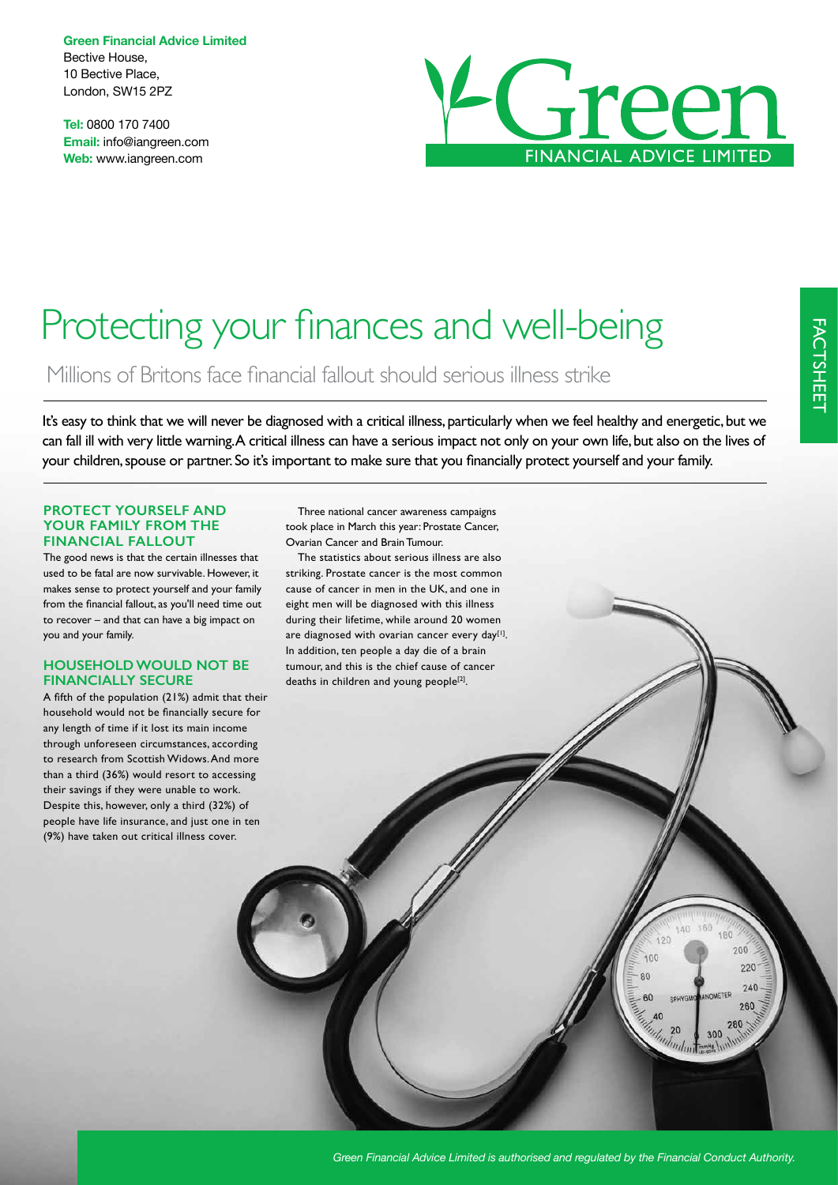**Green Financial Advice Limited**
Bective House,
10 Bective Place,
London, SW15 2PZ

**Tel:** 0800 170 7400
**Email:** info@iangreen.com
**Web:** www.iangreen.com

Green
FINANCIAL ADVICE LIMITED

FACTSHEET

# Protecting your finances and well-being

## Millions of Britons face financial fallout should serious illness strike

It's easy to think that we will never be diagnosed with a critical illness, particularly when we feel healthy and energetic, but we can fall ill with very little warning. A critical illness can have a serious impact not only on your own life, but also on the lives of your children, spouse or partner. So it's important to make sure that you financially protect yourself and your family.

### PROTECT YOURSELF AND YOUR FAMILY FROM THE FINANCIAL FALLOUT

The good news is that the certain illnesses that used to be fatal are now survivable. However, it makes sense to protect yourself and your family from the financial fallout, as you'll need time out to recover – and that can have a big impact on you and your family.

### HOUSEHOLD WOULD NOT BE FINANCIALLY SECURE

A fifth of the population (21%) admit that their household would not be financially secure for any length of time if it lost its main income through unforeseen circumstances, according to research from Scottish Widows. And more than a third (36%) would resort to accessing their savings if they were unable to work. Despite this, however, only a third (32%) of people have life insurance, and just one in ten (9%) have taken out critical illness cover.

Three national cancer awareness campaigns took place in March this year: Prostate Cancer, Ovarian Cancer and Brain Tumour.

The statistics about serious illness are also striking. Prostate cancer is the most common cause of cancer in men in the UK, and one in eight men will be diagnosed with this illness during their lifetime, while around 20 women are diagnosed with ovarian cancer every day[1]. In addition, ten people a day die of a brain tumour, and this is the chief cause of cancer deaths in children and young people[2].

*Green Financial Advice Limited is authorised and regulated by the Financial Conduct Authority.*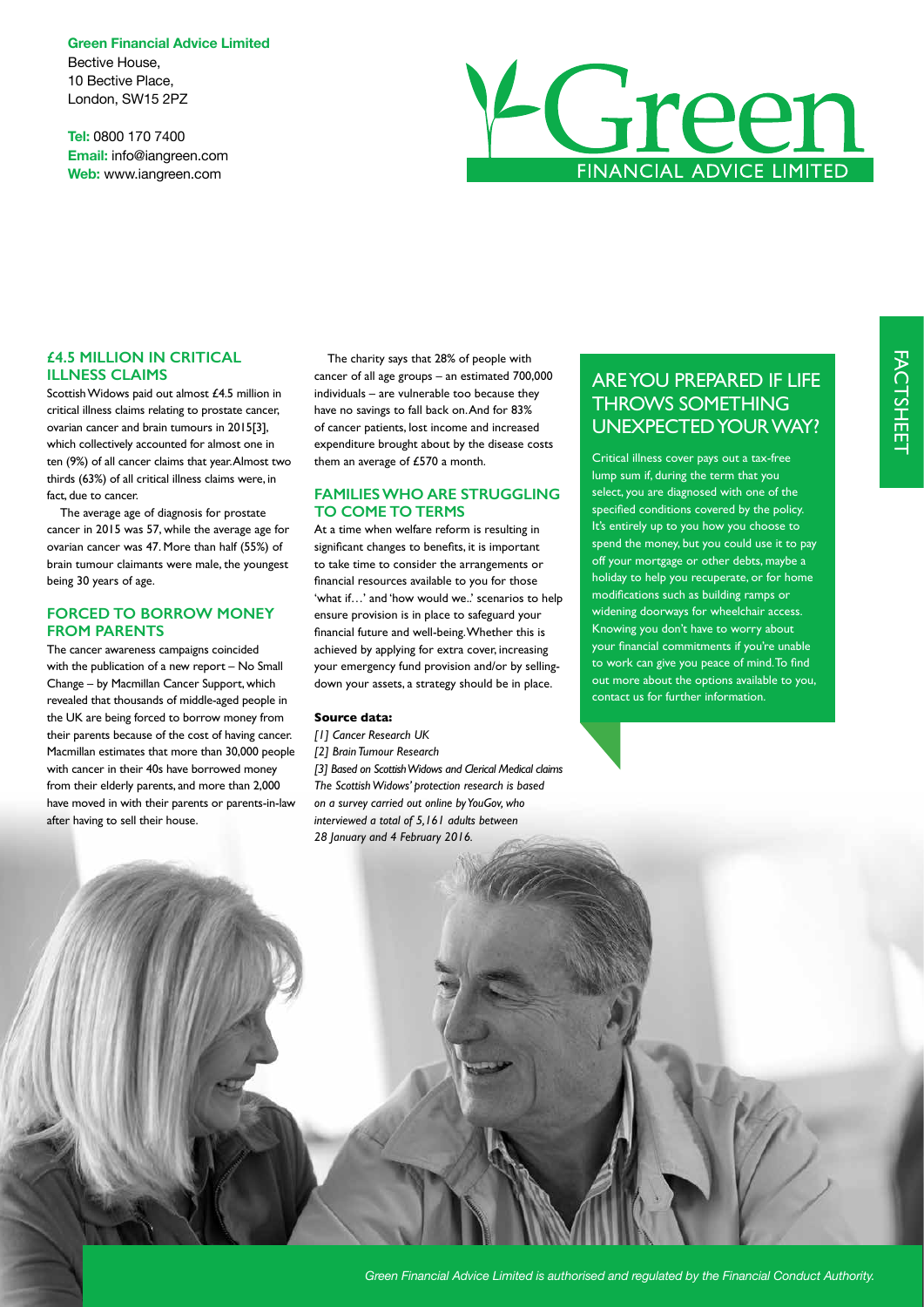**Green Financial Advice Limited**
Bective House,
10 Bective Place,
London, SW15 2PZ

**Tel:** 0800 170 7400
**Email:** info@iangreen.com
**Web:** www.iangreen.com

Green
FINANCIAL ADVICE LIMITED

FACTSHEET

### £4.5 MILLION IN CRITICAL ILLNESS CLAIMS

Scottish Widows paid out almost £4.5 million in critical illness claims relating to prostate cancer, ovarian cancer and brain tumours in 2015[3], which collectively accounted for almost one in ten (9%) of all cancer claims that year. Almost two thirds (63%) of all critical illness claims were, in fact, due to cancer.

The average age of diagnosis for prostate cancer in 2015 was 57, while the average age for ovarian cancer was 47. More than half (55%) of brain tumour claimants were male, the youngest being 30 years of age.

### FORCED TO BORROW MONEY FROM PARENTS

The cancer awareness campaigns coincided with the publication of a new report – No Small Change – by Macmillan Cancer Support, which revealed that thousands of middle-aged people in the UK are being forced to borrow money from their parents because of the cost of having cancer. Macmillan estimates that more than 30,000 people with cancer in their 40s have borrowed money from their elderly parents, and more than 2,000 have moved in with their parents or parents-in-law after having to sell their house.

The charity says that 28% of people with cancer of all age groups – an estimated 700,000 individuals – are vulnerable too because they have no savings to fall back on. And for 83% of cancer patients, lost income and increased expenditure brought about by the disease costs them an average of £570 a month.

### FAMILIES WHO ARE STRUGGLING TO COME TO TERMS

At a time when welfare reform is resulting in significant changes to benefits, it is important to take time to consider the arrangements or financial resources available to you for those 'what if…' and 'how would we..' scenarios to help ensure provision is in place to safeguard your financial future and well-being. Whether this is achieved by applying for extra cover, increasing your emergency fund provision and/or by selling-down your assets, a strategy should be in place.

**Source data:**

*[1] Cancer Research UK*
*[2] Brain Tumour Research*
*[3] Based on Scottish Widows and Clerical Medical claims*
*The Scottish Widows' protection research is based on a survey carried out online by YouGov, who interviewed a total of 5,161 adults between 28 January and 4 February 2016.*

## ARE YOU PREPARED IF LIFE THROWS SOMETHING UNEXPECTED YOUR WAY?

Critical illness cover pays out a tax-free lump sum if, during the term that you select, you are diagnosed with one of the specified conditions covered by the policy. It's entirely up to you how you choose to spend the money, but you could use it to pay off your mortgage or other debts, maybe a holiday to help you recuperate, or for home modifications such as building ramps or widening doorways for wheelchair access. Knowing you don't have to worry about your financial commitments if you're unable to work can give you peace of mind. To find out more about the options available to you, contact us for further information.

*Green Financial Advice Limited is authorised and regulated by the Financial Conduct Authority.*